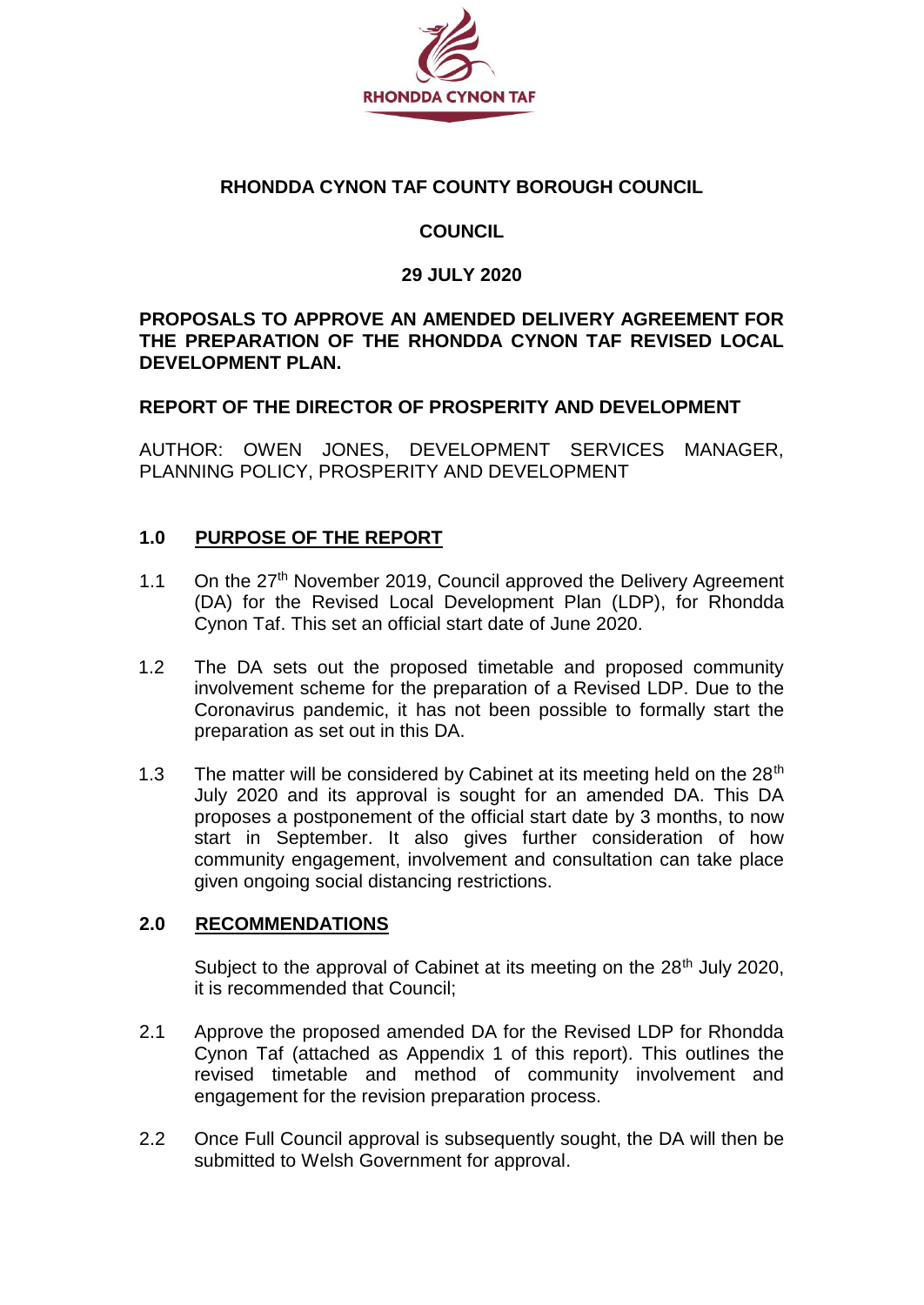RHONDDA CYNON TAF

**RHONDDA CYNON TAF COUNTY BOROUGH COUNCIL**

**COUNCIL**

**29 JULY 2020**

**PROPOSALS TO APPROVE AN AMENDED DELIVERY AGREEMENT FOR THE PREPARATION OF THE RHONDDA CYNON TAF REVISED LOCAL DEVELOPMENT PLAN.**

**REPORT OF THE DIRECTOR OF PROSPERITY AND DEVELOPMENT**

AUTHOR: OWEN JONES, DEVELOPMENT SERVICES MANAGER, PLANNING POLICY, PROSPERITY AND DEVELOPMENT

## 1.0 PURPOSE OF THE REPORT

1.1 On the 27th November 2019, Council approved the Delivery Agreement (DA) for the Revised Local Development Plan (LDP), for Rhondda Cynon Taf. This set an official start date of June 2020.

1.2 The DA sets out the proposed timetable and proposed community involvement scheme for the preparation of a Revised LDP. Due to the Coronavirus pandemic, it has not been possible to formally start the preparation as set out in this DA.

1.3 The matter will be considered by Cabinet at its meeting held on the 28th July 2020 and its approval is sought for an amended DA. This DA proposes a postponement of the official start date by 3 months, to now start in September. It also gives further consideration of how community engagement, involvement and consultation can take place given ongoing social distancing restrictions.

## 2.0 RECOMMENDATIONS

Subject to the approval of Cabinet at its meeting on the 28th July 2020, it is recommended that Council;

2.1 Approve the proposed amended DA for the Revised LDP for Rhondda Cynon Taf (attached as Appendix 1 of this report). This outlines the revised timetable and method of community involvement and engagement for the revision preparation process.

2.2 Once Full Council approval is subsequently sought, the DA will then be submitted to Welsh Government for approval.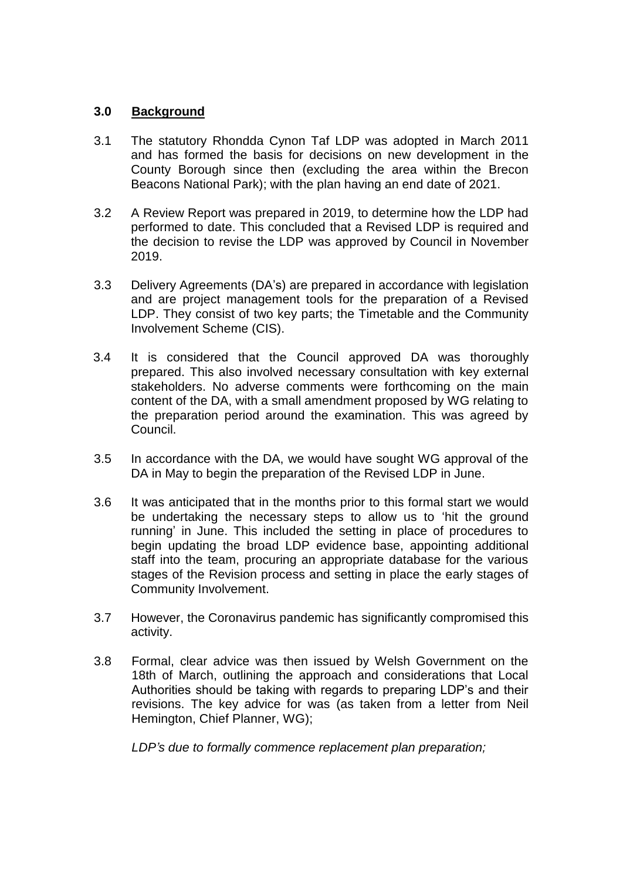## 3.0 Background

3.1 The statutory Rhondda Cynon Taf LDP was adopted in March 2011 and has formed the basis for decisions on new development in the County Borough since then (excluding the area within the Brecon Beacons National Park); with the plan having an end date of 2021.

3.2 A Review Report was prepared in 2019, to determine how the LDP had performed to date. This concluded that a Revised LDP is required and the decision to revise the LDP was approved by Council in November 2019.

3.3 Delivery Agreements (DA's) are prepared in accordance with legislation and are project management tools for the preparation of a Revised LDP. They consist of two key parts; the Timetable and the Community Involvement Scheme (CIS).

3.4 It is considered that the Council approved DA was thoroughly prepared. This also involved necessary consultation with key external stakeholders. No adverse comments were forthcoming on the main content of the DA, with a small amendment proposed by WG relating to the preparation period around the examination. This was agreed by Council.

3.5 In accordance with the DA, we would have sought WG approval of the DA in May to begin the preparation of the Revised LDP in June.

3.6 It was anticipated that in the months prior to this formal start we would be undertaking the necessary steps to allow us to 'hit the ground running' in June. This included the setting in place of procedures to begin updating the broad LDP evidence base, appointing additional staff into the team, procuring an appropriate database for the various stages of the Revision process and setting in place the early stages of Community Involvement.

3.7 However, the Coronavirus pandemic has significantly compromised this activity.

3.8 Formal, clear advice was then issued by Welsh Government on the 18th of March, outlining the approach and considerations that Local Authorities should be taking with regards to preparing LDP's and their revisions. The key advice for was (as taken from a letter from Neil Hemington, Chief Planner, WG);

*LDP's due to formally commence replacement plan preparation;*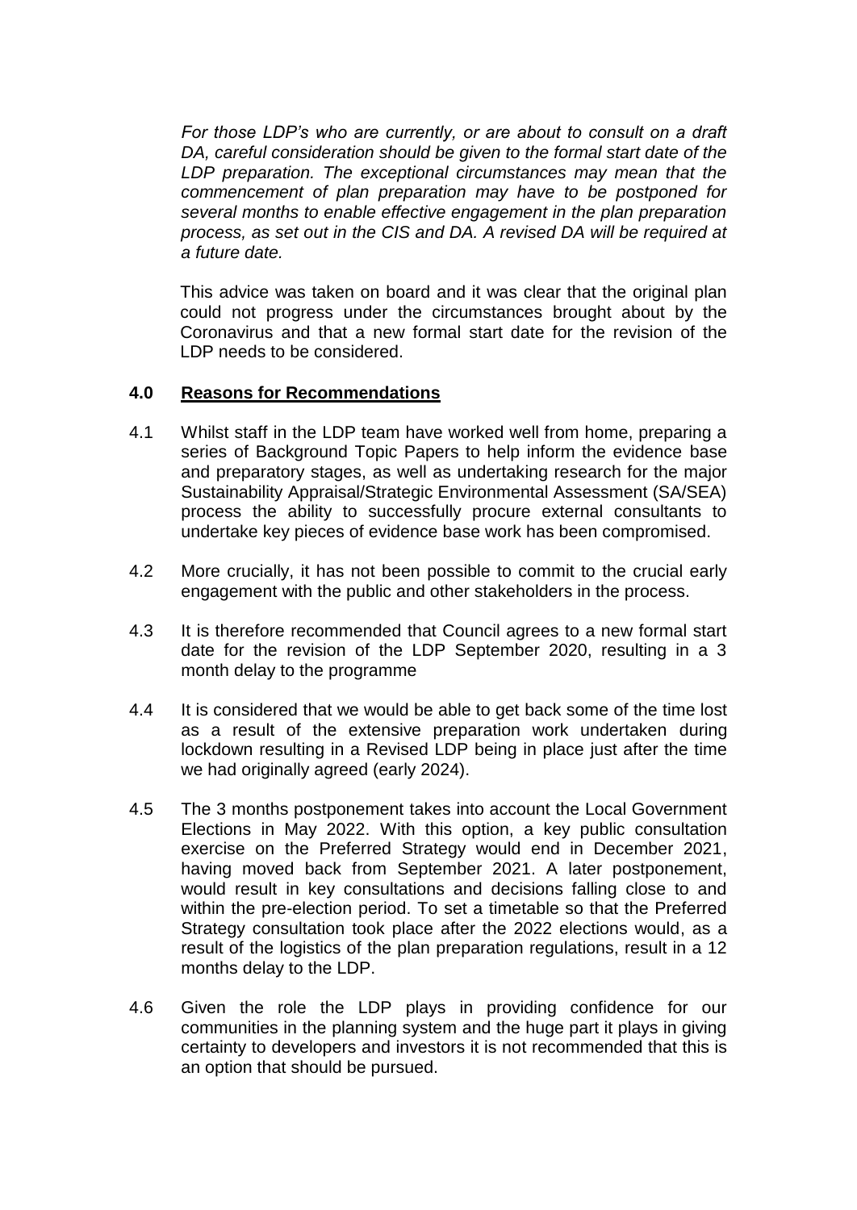*For those LDP's who are currently, or are about to consult on a draft DA, careful consideration should be given to the formal start date of the LDP preparation. The exceptional circumstances may mean that the commencement of plan preparation may have to be postponed for several months to enable effective engagement in the plan preparation process, as set out in the CIS and DA. A revised DA will be required at a future date.*

This advice was taken on board and it was clear that the original plan could not progress under the circumstances brought about by the Coronavirus and that a new formal start date for the revision of the LDP needs to be considered.

## 4.0 Reasons for Recommendations

4.1 Whilst staff in the LDP team have worked well from home, preparing a series of Background Topic Papers to help inform the evidence base and preparatory stages, as well as undertaking research for the major Sustainability Appraisal/Strategic Environmental Assessment (SA/SEA) process the ability to successfully procure external consultants to undertake key pieces of evidence base work has been compromised.

4.2 More crucially, it has not been possible to commit to the crucial early engagement with the public and other stakeholders in the process.

4.3 It is therefore recommended that Council agrees to a new formal start date for the revision of the LDP September 2020, resulting in a 3 month delay to the programme

4.4 It is considered that we would be able to get back some of the time lost as a result of the extensive preparation work undertaken during lockdown resulting in a Revised LDP being in place just after the time we had originally agreed (early 2024).

4.5 The 3 months postponement takes into account the Local Government Elections in May 2022. With this option, a key public consultation exercise on the Preferred Strategy would end in December 2021, having moved back from September 2021. A later postponement, would result in key consultations and decisions falling close to and within the pre-election period. To set a timetable so that the Preferred Strategy consultation took place after the 2022 elections would, as a result of the logistics of the plan preparation regulations, result in a 12 months delay to the LDP.

4.6 Given the role the LDP plays in providing confidence for our communities in the planning system and the huge part it plays in giving certainty to developers and investors it is not recommended that this is an option that should be pursued.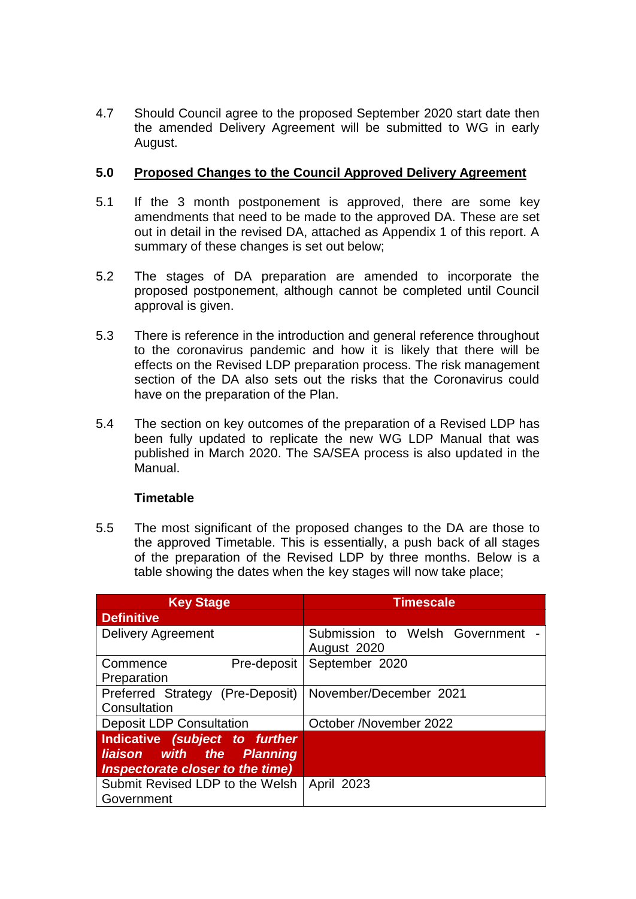4.7 Should Council agree to the proposed September 2020 start date then the amended Delivery Agreement will be submitted to WG in early August.

## 5.0 Proposed Changes to the Council Approved Delivery Agreement

5.1 If the 3 month postponement is approved, there are some key amendments that need to be made to the approved DA. These are set out in detail in the revised DA, attached as Appendix 1 of this report. A summary of these changes is set out below;

5.2 The stages of DA preparation are amended to incorporate the proposed postponement, although cannot be completed until Council approval is given.

5.3 There is reference in the introduction and general reference throughout to the coronavirus pandemic and how it is likely that there will be effects on the Revised LDP preparation process. The risk management section of the DA also sets out the risks that the Coronavirus could have on the preparation of the Plan.

5.4 The section on key outcomes of the preparation of a Revised LDP has been fully updated to replicate the new WG LDP Manual that was published in March 2020. The SA/SEA process is also updated in the Manual.

**Timetable**

5.5 The most significant of the proposed changes to the DA are those to the approved Timetable. This is essentially, a push back of all stages of the preparation of the Revised LDP by three months. Below is a table showing the dates when the key stages will now take place;

| Key Stage | Timescale |
|---|---|
| **Definitive** | |
| Delivery Agreement | Submission to Welsh Government - August 2020 |
| Commence Pre-deposit Preparation | September 2020 |
| Preferred Strategy (Pre-Deposit) Consultation | November/December 2021 |
| Deposit LDP Consultation | October /November 2022 |
| **Indicative *(subject to further liaison with the Planning Inspectorate closer to the time)*** | |
| Submit Revised LDP to the Welsh Government | April 2023 |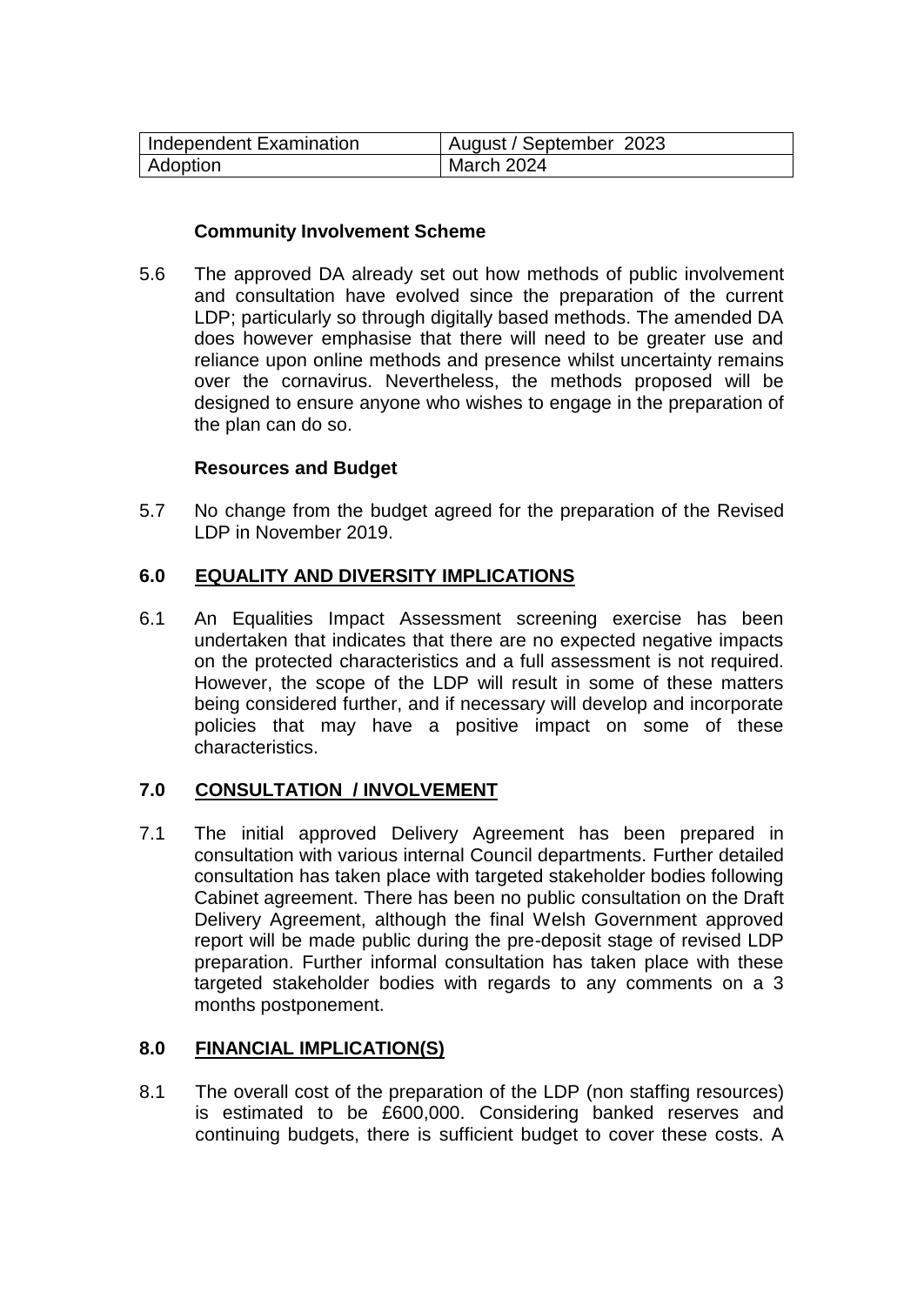| Independent Examination | August / September 2023 |
| --- | --- |
| Adoption | March 2024 |

**Community Involvement Scheme**

5.6 The approved DA already set out how methods of public involvement and consultation have evolved since the preparation of the current LDP; particularly so through digitally based methods. The amended DA does however emphasise that there will need to be greater use and reliance upon online methods and presence whilst uncertainty remains over the cornavirus. Nevertheless, the methods proposed will be designed to ensure anyone who wishes to engage in the preparation of the plan can do so.

**Resources and Budget**

5.7 No change from the budget agreed for the preparation of the Revised LDP in November 2019.

## 6.0 EQUALITY AND DIVERSITY IMPLICATIONS

6.1 An Equalities Impact Assessment screening exercise has been undertaken that indicates that there are no expected negative impacts on the protected characteristics and a full assessment is not required. However, the scope of the LDP will result in some of these matters being considered further, and if necessary will develop and incorporate policies that may have a positive impact on some of these characteristics.

## 7.0 CONSULTATION / INVOLVEMENT

7.1 The initial approved Delivery Agreement has been prepared in consultation with various internal Council departments. Further detailed consultation has taken place with targeted stakeholder bodies following Cabinet agreement. There has been no public consultation on the Draft Delivery Agreement, although the final Welsh Government approved report will be made public during the pre-deposit stage of revised LDP preparation. Further informal consultation has taken place with these targeted stakeholder bodies with regards to any comments on a 3 months postponement.

## 8.0 FINANCIAL IMPLICATION(S)

8.1 The overall cost of the preparation of the LDP (non staffing resources) is estimated to be £600,000. Considering banked reserves and continuing budgets, there is sufficient budget to cover these costs. A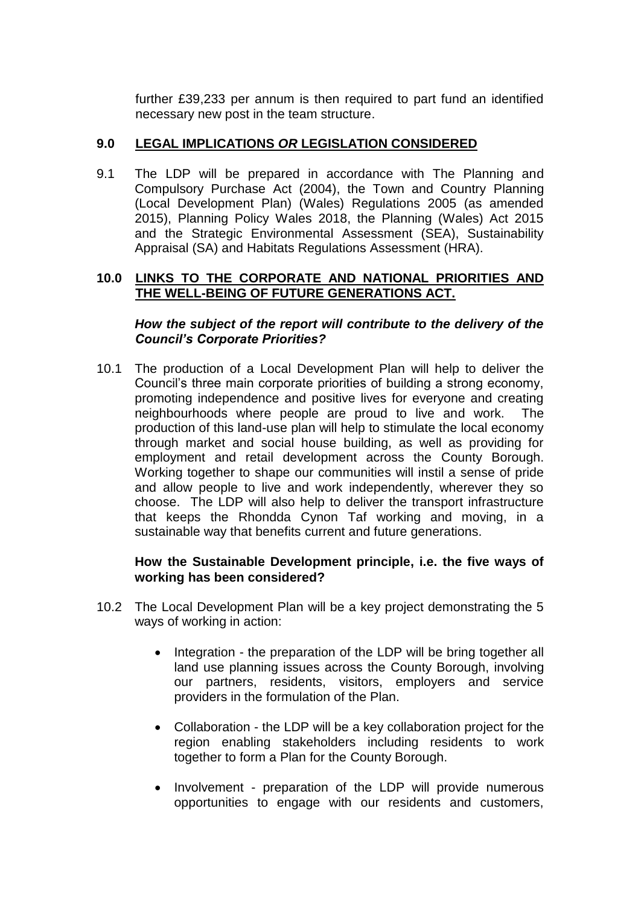further £39,233 per annum is then required to part fund an identified necessary new post in the team structure.

## 9.0 LEGAL IMPLICATIONS *OR* LEGISLATION CONSIDERED

9.1 The LDP will be prepared in accordance with The Planning and Compulsory Purchase Act (2004), the Town and Country Planning (Local Development Plan) (Wales) Regulations 2005 (as amended 2015), Planning Policy Wales 2018, the Planning (Wales) Act 2015 and the Strategic Environmental Assessment (SEA), Sustainability Appraisal (SA) and Habitats Regulations Assessment (HRA).

## 10.0 LINKS TO THE CORPORATE AND NATIONAL PRIORITIES AND THE WELL-BEING OF FUTURE GENERATIONS ACT.

***How the subject of the report will contribute to the delivery of the Council's Corporate Priorities?***

10.1 The production of a Local Development Plan will help to deliver the Council's three main corporate priorities of building a strong economy, promoting independence and positive lives for everyone and creating neighbourhoods where people are proud to live and work. The production of this land-use plan will help to stimulate the local economy through market and social house building, as well as providing for employment and retail development across the County Borough. Working together to shape our communities will instil a sense of pride and allow people to live and work independently, wherever they so choose. The LDP will also help to deliver the transport infrastructure that keeps the Rhondda Cynon Taf working and moving, in a sustainable way that benefits current and future generations.

**How the Sustainable Development principle, i.e. the five ways of working has been considered?**

10.2 The Local Development Plan will be a key project demonstrating the 5 ways of working in action:

- Integration - the preparation of the LDP will be bring together all land use planning issues across the County Borough, involving our partners, residents, visitors, employers and service providers in the formulation of the Plan.

- Collaboration - the LDP will be a key collaboration project for the region enabling stakeholders including residents to work together to form a Plan for the County Borough.

- Involvement - preparation of the LDP will provide numerous opportunities to engage with our residents and customers,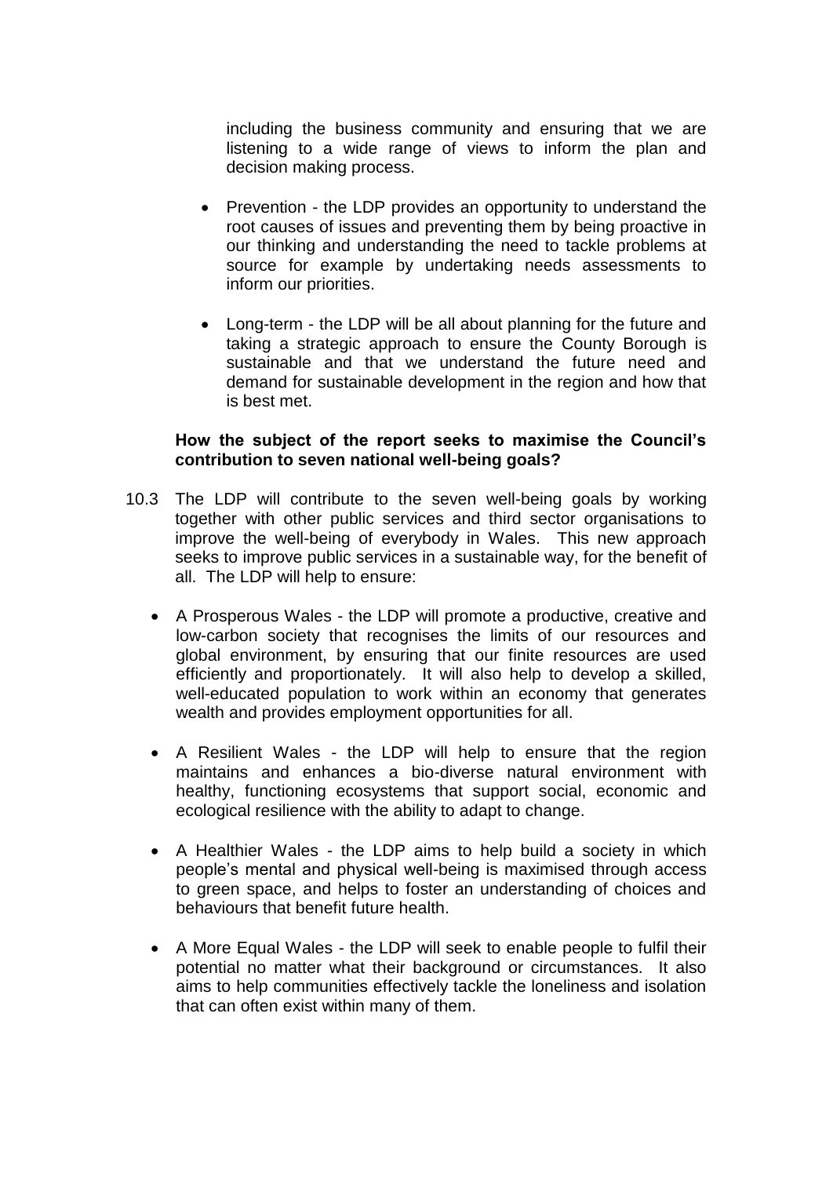including the business community and ensuring that we are listening to a wide range of views to inform the plan and decision making process.

- Prevention - the LDP provides an opportunity to understand the root causes of issues and preventing them by being proactive in our thinking and understanding the need to tackle problems at source for example by undertaking needs assessments to inform our priorities.

- Long-term - the LDP will be all about planning for the future and taking a strategic approach to ensure the County Borough is sustainable and that we understand the future need and demand for sustainable development in the region and how that is best met.

**How the subject of the report seeks to maximise the Council's contribution to seven national well-being goals?**

10.3 The LDP will contribute to the seven well-being goals by working together with other public services and third sector organisations to improve the well-being of everybody in Wales. This new approach seeks to improve public services in a sustainable way, for the benefit of all. The LDP will help to ensure:

- A Prosperous Wales - the LDP will promote a productive, creative and low-carbon society that recognises the limits of our resources and global environment, by ensuring that our finite resources are used efficiently and proportionately. It will also help to develop a skilled, well-educated population to work within an economy that generates wealth and provides employment opportunities for all.

- A Resilient Wales - the LDP will help to ensure that the region maintains and enhances a bio-diverse natural environment with healthy, functioning ecosystems that support social, economic and ecological resilience with the ability to adapt to change.

- A Healthier Wales - the LDP aims to help build a society in which people's mental and physical well-being is maximised through access to green space, and helps to foster an understanding of choices and behaviours that benefit future health.

- A More Equal Wales - the LDP will seek to enable people to fulfil their potential no matter what their background or circumstances. It also aims to help communities effectively tackle the loneliness and isolation that can often exist within many of them.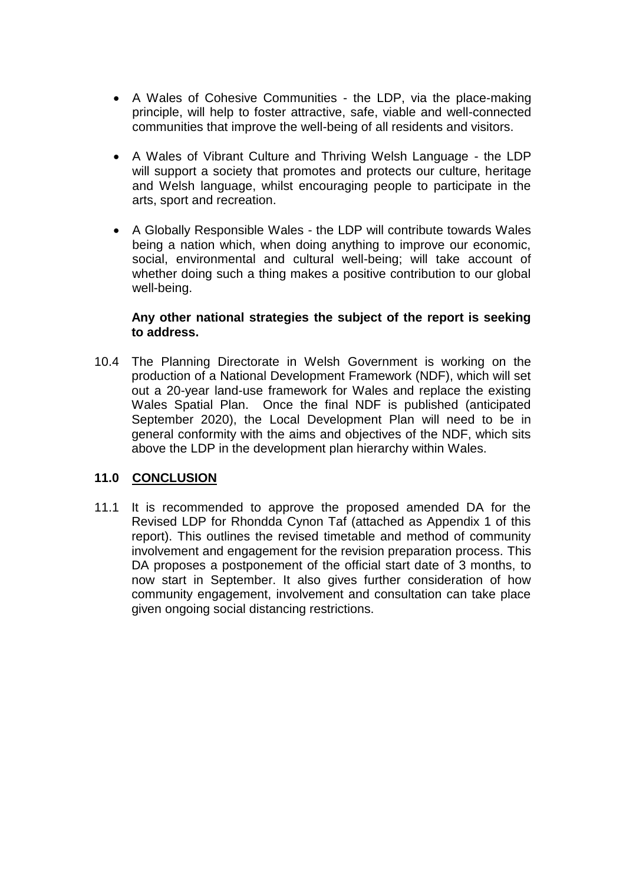- A Wales of Cohesive Communities - the LDP, via the place-making principle, will help to foster attractive, safe, viable and well-connected communities that improve the well-being of all residents and visitors.

- A Wales of Vibrant Culture and Thriving Welsh Language - the LDP will support a society that promotes and protects our culture, heritage and Welsh language, whilst encouraging people to participate in the arts, sport and recreation.

- A Globally Responsible Wales - the LDP will contribute towards Wales being a nation which, when doing anything to improve our economic, social, environmental and cultural well-being; will take account of whether doing such a thing makes a positive contribution to our global well-being.

**Any other national strategies the subject of the report is seeking to address.**

10.4 The Planning Directorate in Welsh Government is working on the production of a National Development Framework (NDF), which will set out a 20-year land-use framework for Wales and replace the existing Wales Spatial Plan. Once the final NDF is published (anticipated September 2020), the Local Development Plan will need to be in general conformity with the aims and objectives of the NDF, which sits above the LDP in the development plan hierarchy within Wales.

## 11.0 CONCLUSION

11.1 It is recommended to approve the proposed amended DA for the Revised LDP for Rhondda Cynon Taf (attached as Appendix 1 of this report). This outlines the revised timetable and method of community involvement and engagement for the revision preparation process. This DA proposes a postponement of the official start date of 3 months, to now start in September. It also gives further consideration of how community engagement, involvement and consultation can take place given ongoing social distancing restrictions.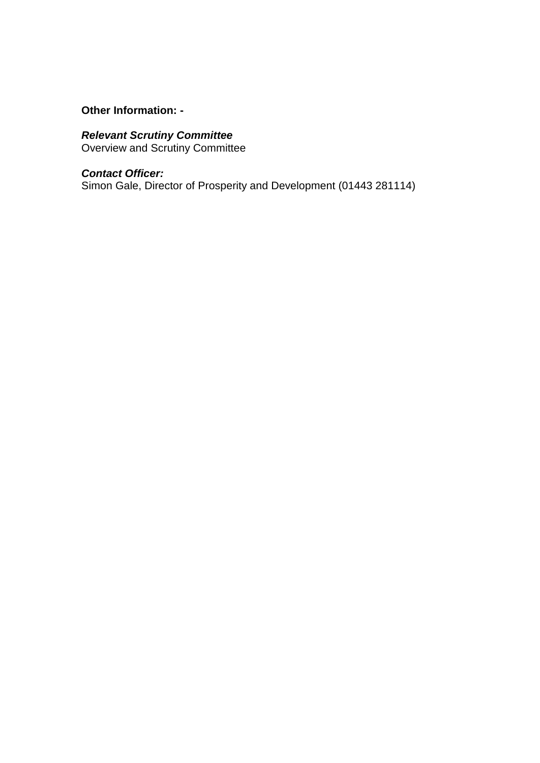**Other Information: -**

***Relevant Scrutiny Committee***
Overview and Scrutiny Committee

***Contact Officer:***
Simon Gale, Director of Prosperity and Development (01443 281114)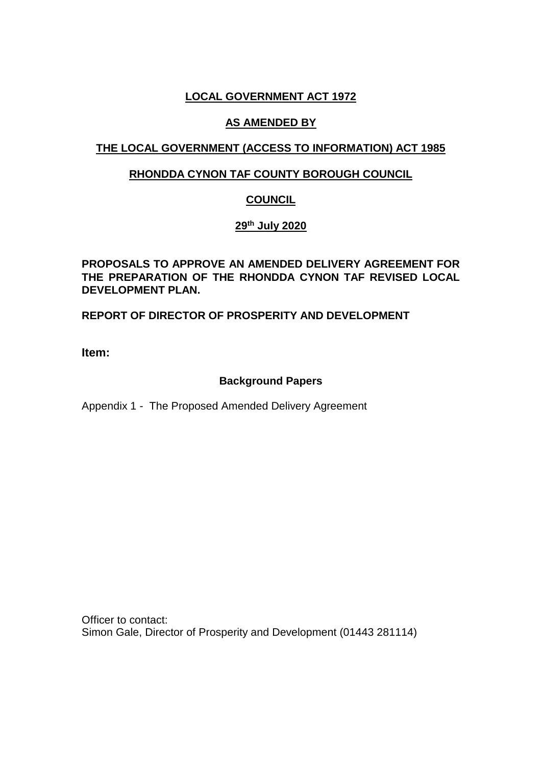**LOCAL GOVERNMENT ACT 1972**

**AS AMENDED BY**

**THE LOCAL GOVERNMENT (ACCESS TO INFORMATION) ACT 1985**

**RHONDDA CYNON TAF COUNTY BOROUGH COUNCIL**

**COUNCIL**

**29th July 2020**

**PROPOSALS TO APPROVE AN AMENDED DELIVERY AGREEMENT FOR THE PREPARATION OF THE RHONDDA CYNON TAF REVISED LOCAL DEVELOPMENT PLAN.**

**REPORT OF DIRECTOR OF PROSPERITY AND DEVELOPMENT**

**Item:**

**Background Papers**

Appendix 1 - The Proposed Amended Delivery Agreement

Officer to contact:
Simon Gale, Director of Prosperity and Development (01443 281114)